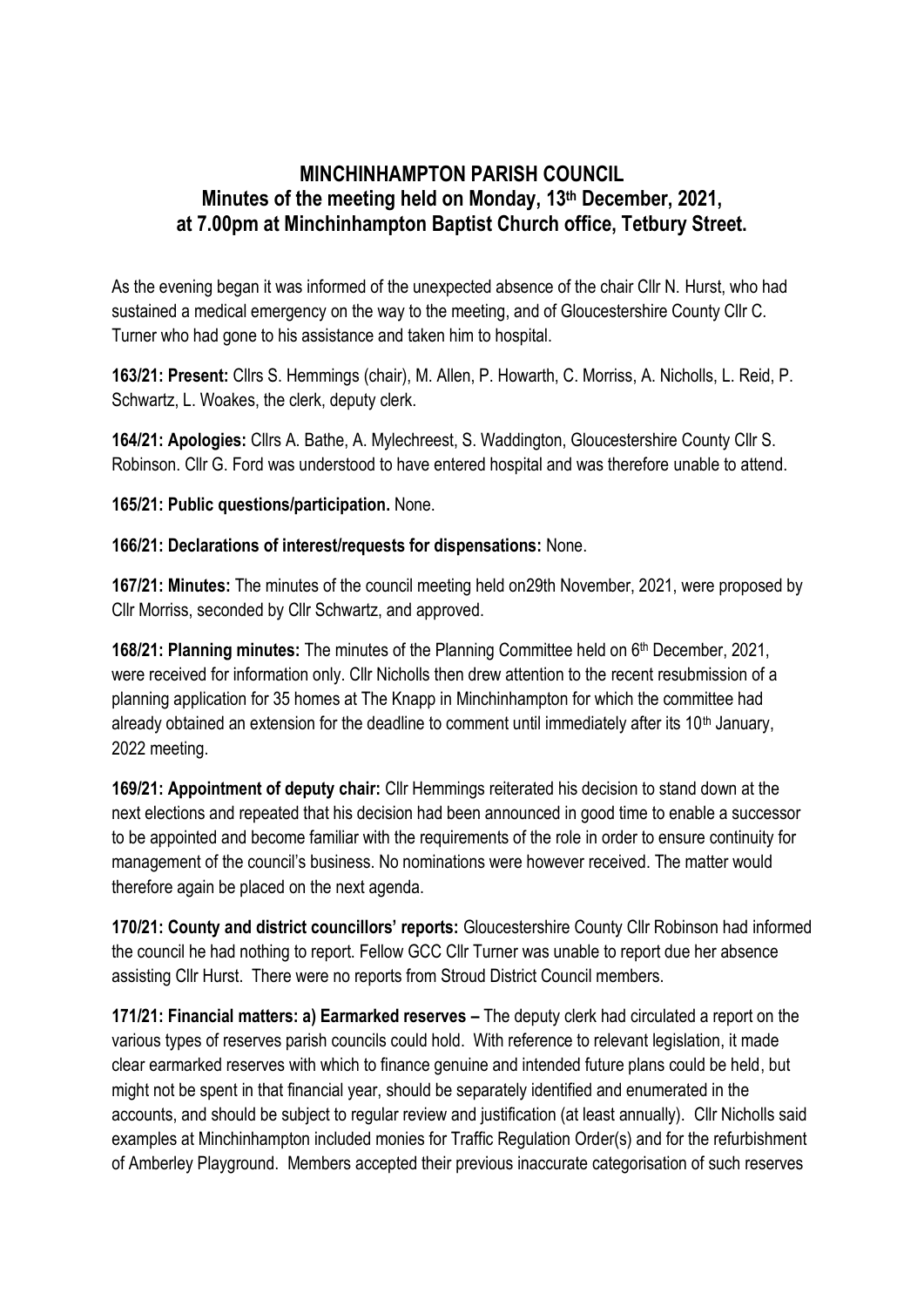# MINCHINHAMPTON PARISH COUNCIL
## Minutes of the meeting held on Monday, 13th December, 2021, at 7.00pm at Minchinhampton Baptist Church office, Tetbury Street.

As the evening began it was informed of the unexpected absence of the chair Cllr N. Hurst, who had sustained a medical emergency on the way to the meeting, and of Gloucestershire County Cllr C. Turner who had gone to his assistance and taken him to hospital.

**163/21: Present:** Cllrs S. Hemmings (chair), M. Allen, P. Howarth, C. Morriss, A. Nicholls, L. Reid, P. Schwartz, L. Woakes, the clerk, deputy clerk.

**164/21: Apologies:** Cllrs A. Bathe, A. Mylechreest, S. Waddington, Gloucestershire County Cllr S. Robinson. Cllr G. Ford was understood to have entered hospital and was therefore unable to attend.

**165/21: Public questions/participation.** None.

**166/21: Declarations of interest/requests for dispensations:** None.

**167/21: Minutes:** The minutes of the council meeting held on29th November, 2021, were proposed by Cllr Morriss, seconded by Cllr Schwartz, and approved.

**168/21: Planning minutes:** The minutes of the Planning Committee held on 6th December, 2021, were received for information only. Cllr Nicholls then drew attention to the recent resubmission of a planning application for 35 homes at The Knapp in Minchinhampton for which the committee had already obtained an extension for the deadline to comment until immediately after its 10th January, 2022 meeting.

**169/21: Appointment of deputy chair:** Cllr Hemmings reiterated his decision to stand down at the next elections and repeated that his decision had been announced in good time to enable a successor to be appointed and become familiar with the requirements of the role in order to ensure continuity for management of the council's business. No nominations were however received. The matter would therefore again be placed on the next agenda.

**170/21: County and district councillors' reports:** Gloucestershire County Cllr Robinson had informed the council he had nothing to report. Fellow GCC Cllr Turner was unable to report due her absence assisting Cllr Hurst. There were no reports from Stroud District Council members.

**171/21: Financial matters: a) Earmarked reserves –** The deputy clerk had circulated a report on the various types of reserves parish councils could hold. With reference to relevant legislation, it made clear earmarked reserves with which to finance genuine and intended future plans could be held, but might not be spent in that financial year, should be separately identified and enumerated in the accounts, and should be subject to regular review and justification (at least annually). Cllr Nicholls said examples at Minchinhampton included monies for Traffic Regulation Order(s) and for the refurbishment of Amberley Playground. Members accepted their previous inaccurate categorisation of such reserves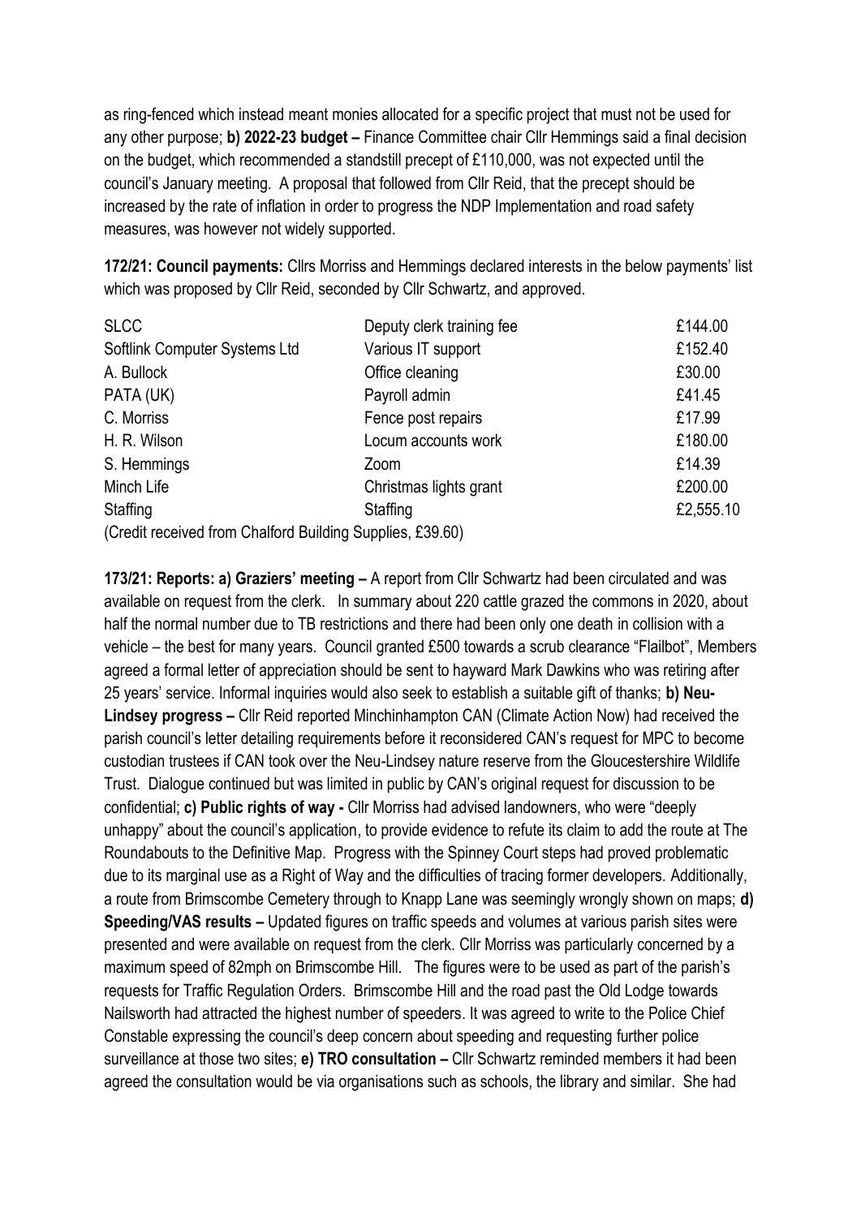as ring-fenced which instead meant monies allocated for a specific project that must not be used for any other purpose; **b) 2022-23 budget –** Finance Committee chair Cllr Hemmings said a final decision on the budget, which recommended a standstill precept of £110,000, was not expected until the council's January meeting. A proposal that followed from Cllr Reid, that the precept should be increased by the rate of inflation in order to progress the NDP Implementation and road safety measures, was however not widely supported.

**172/21: Council payments:** Cllrs Morriss and Hemmings declared interests in the below payments' list which was proposed by Cllr Reid, seconded by Cllr Schwartz, and approved.

| | | |
|---|---|---|
| SLCC | Deputy clerk training fee | £144.00 |
| Softlink Computer Systems Ltd | Various IT support | £152.40 |
| A. Bullock | Office cleaning | £30.00 |
| PATA (UK) | Payroll admin | £41.45 |
| C. Morriss | Fence post repairs | £17.99 |
| H. R. Wilson | Locum accounts work | £180.00 |
| S. Hemmings | Zoom | £14.39 |
| Minch Life | Christmas lights grant | £200.00 |
| Staffing | Staffing | £2,555.10 |

(Credit received from Chalford Building Supplies, £39.60)

**173/21: Reports: a) Graziers' meeting –** A report from Cllr Schwartz had been circulated and was available on request from the clerk. In summary about 220 cattle grazed the commons in 2020, about half the normal number due to TB restrictions and there had been only one death in collision with a vehicle – the best for many years. Council granted £500 towards a scrub clearance "Flailbot", Members agreed a formal letter of appreciation should be sent to hayward Mark Dawkins who was retiring after 25 years' service. Informal inquiries would also seek to establish a suitable gift of thanks; **b) Neu-Lindsey progress –** Cllr Reid reported Minchinhampton CAN (Climate Action Now) had received the parish council's letter detailing requirements before it reconsidered CAN's request for MPC to become custodian trustees if CAN took over the Neu-Lindsey nature reserve from the Gloucestershire Wildlife Trust. Dialogue continued but was limited in public by CAN's original request for discussion to be confidential; **c) Public rights of way -** Cllr Morriss had advised landowners, who were "deeply unhappy" about the council's application, to provide evidence to refute its claim to add the route at The Roundabouts to the Definitive Map. Progress with the Spinney Court steps had proved problematic due to its marginal use as a Right of Way and the difficulties of tracing former developers. Additionally, a route from Brimscombe Cemetery through to Knapp Lane was seemingly wrongly shown on maps; **d) Speeding/VAS results –** Updated figures on traffic speeds and volumes at various parish sites were presented and were available on request from the clerk. Cllr Morriss was particularly concerned by a maximum speed of 82mph on Brimscombe Hill. The figures were to be used as part of the parish's requests for Traffic Regulation Orders. Brimscombe Hill and the road past the Old Lodge towards Nailsworth had attracted the highest number of speeders. It was agreed to write to the Police Chief Constable expressing the council's deep concern about speeding and requesting further police surveillance at those two sites; **e) TRO consultation –** Cllr Schwartz reminded members it had been agreed the consultation would be via organisations such as schools, the library and similar. She had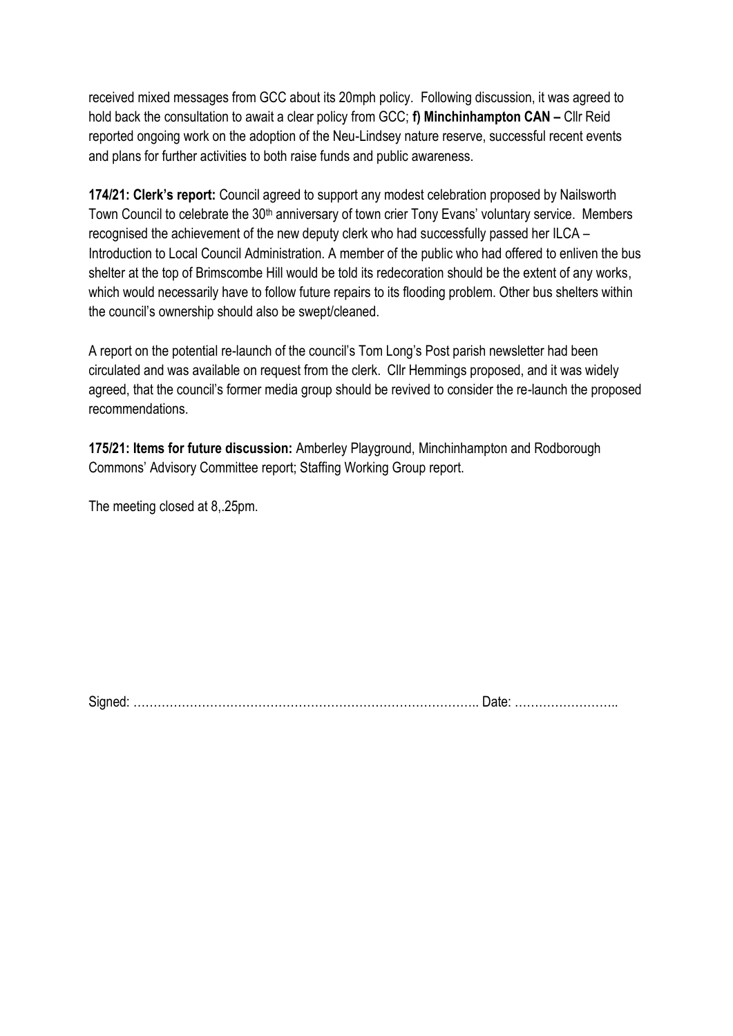received mixed messages from GCC about its 20mph policy. Following discussion, it was agreed to hold back the consultation to await a clear policy from GCC; **f) Minchinhampton CAN –** Cllr Reid reported ongoing work on the adoption of the Neu-Lindsey nature reserve, successful recent events and plans for further activities to both raise funds and public awareness.

**174/21: Clerk's report:** Council agreed to support any modest celebration proposed by Nailsworth Town Council to celebrate the 30th anniversary of town crier Tony Evans' voluntary service. Members recognised the achievement of the new deputy clerk who had successfully passed her ILCA – Introduction to Local Council Administration. A member of the public who had offered to enliven the bus shelter at the top of Brimscombe Hill would be told its redecoration should be the extent of any works, which would necessarily have to follow future repairs to its flooding problem. Other bus shelters within the council's ownership should also be swept/cleaned.

A report on the potential re-launch of the council's Tom Long's Post parish newsletter had been circulated and was available on request from the clerk. Cllr Hemmings proposed, and it was widely agreed, that the council's former media group should be revived to consider the re-launch the proposed recommendations.

**175/21: Items for future discussion:** Amberley Playground, Minchinhampton and Rodborough Commons' Advisory Committee report; Staffing Working Group report.

The meeting closed at 8,.25pm.

Signed: ………………………………………………………………………….. Date: ……………………..